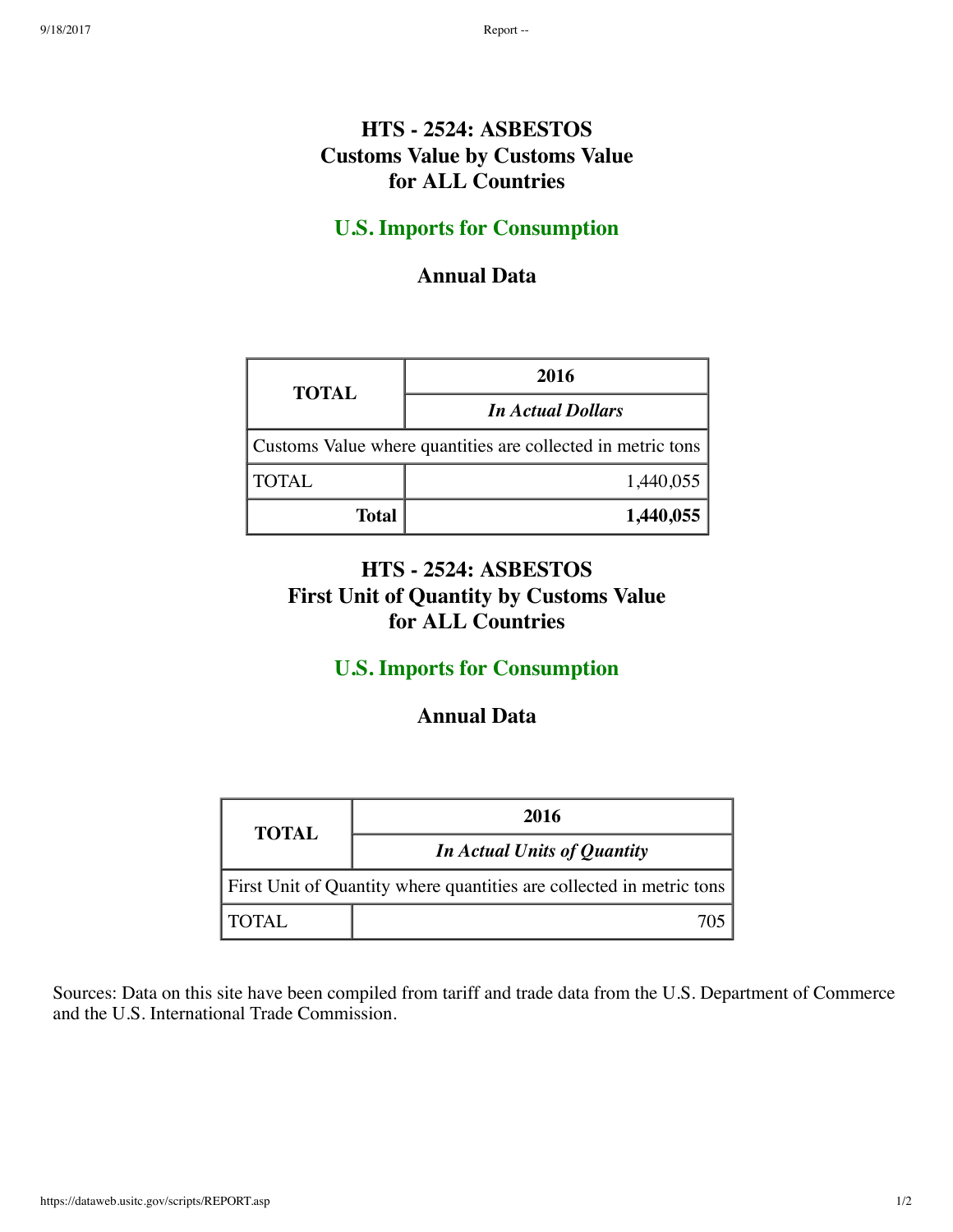## HTS - 2524: ASBESTOS
## Customs Value by Customs Value
## for ALL Countries

### U.S. Imports for Consumption

### Annual Data

| TOTAL | 2016 |
|---|---|
| | *In Actual Dollars* |
| Customs Value where quantities are collected in metric tons | |
| TOTAL | 1,440,055 |
| **Total** | **1,440,055** |

## HTS - 2524: ASBESTOS
## First Unit of Quantity by Customs Value
## for ALL Countries

### U.S. Imports for Consumption

### Annual Data

| TOTAL | 2016 |
|---|---|
| | *In Actual Units of Quantity* |
| First Unit of Quantity where quantities are collected in metric tons | |
| TOTAL | 705 |

Sources: Data on this site have been compiled from tariff and trade data from the U.S. Department of Commerce and the U.S. International Trade Commission.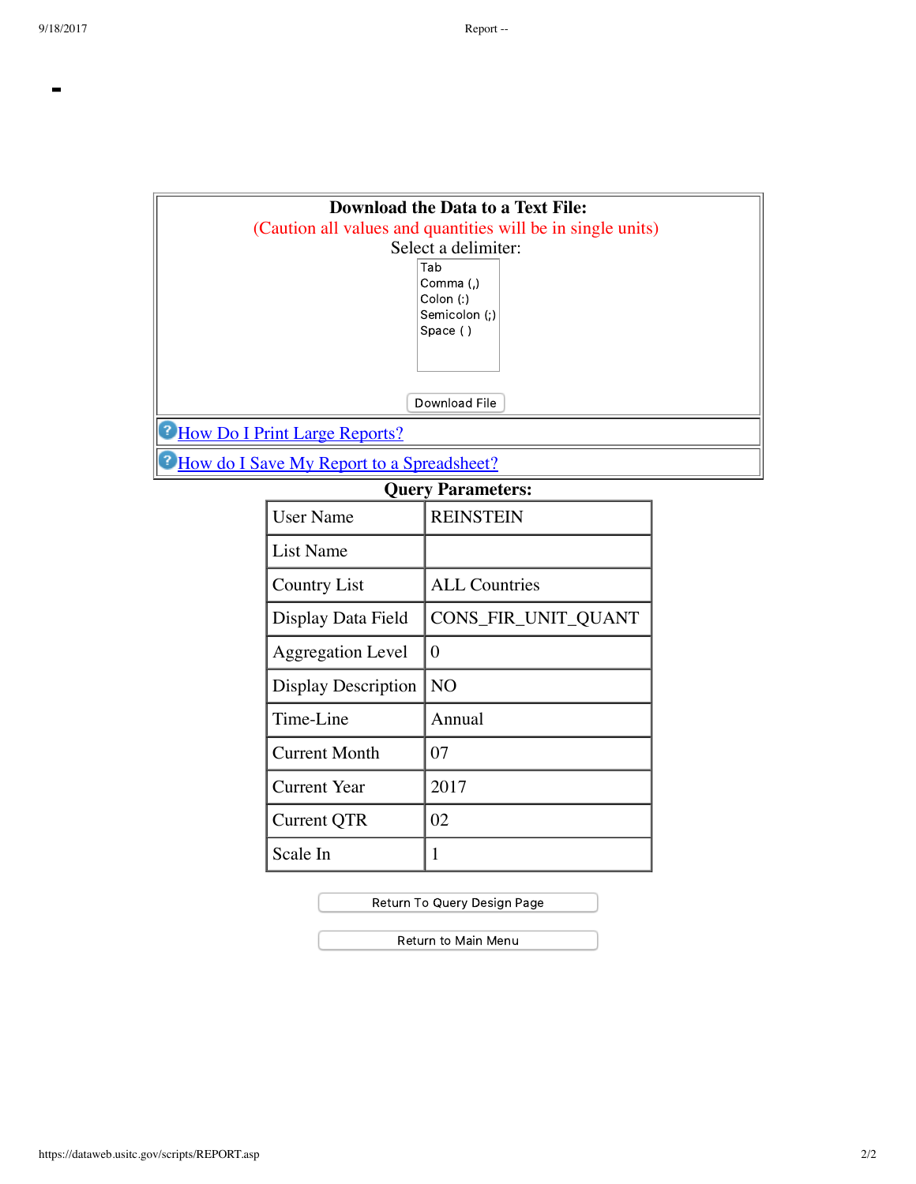-

**Download the Data to a Text File:**

(Caution all values and quantities will be in single units)

Select a delimiter:

Tab
Comma (,)
Colon (:)
Semicolon (;)
Space ( )

Download File

How Do I Print Large Reports?

How do I Save My Report to a Spreadsheet?

**Query Parameters:**

| | |
|---|---|
| User Name | REINSTEIN |
| List Name | |
| Country List | ALL Countries |
| Display Data Field | CONS_FIR_UNIT_QUANT |
| Aggregation Level | 0 |
| Display Description | NO |
| Time-Line | Annual |
| Current Month | 07 |
| Current Year | 2017 |
| Current QTR | 02 |
| Scale In | 1 |

Return To Query Design Page

Return to Main Menu